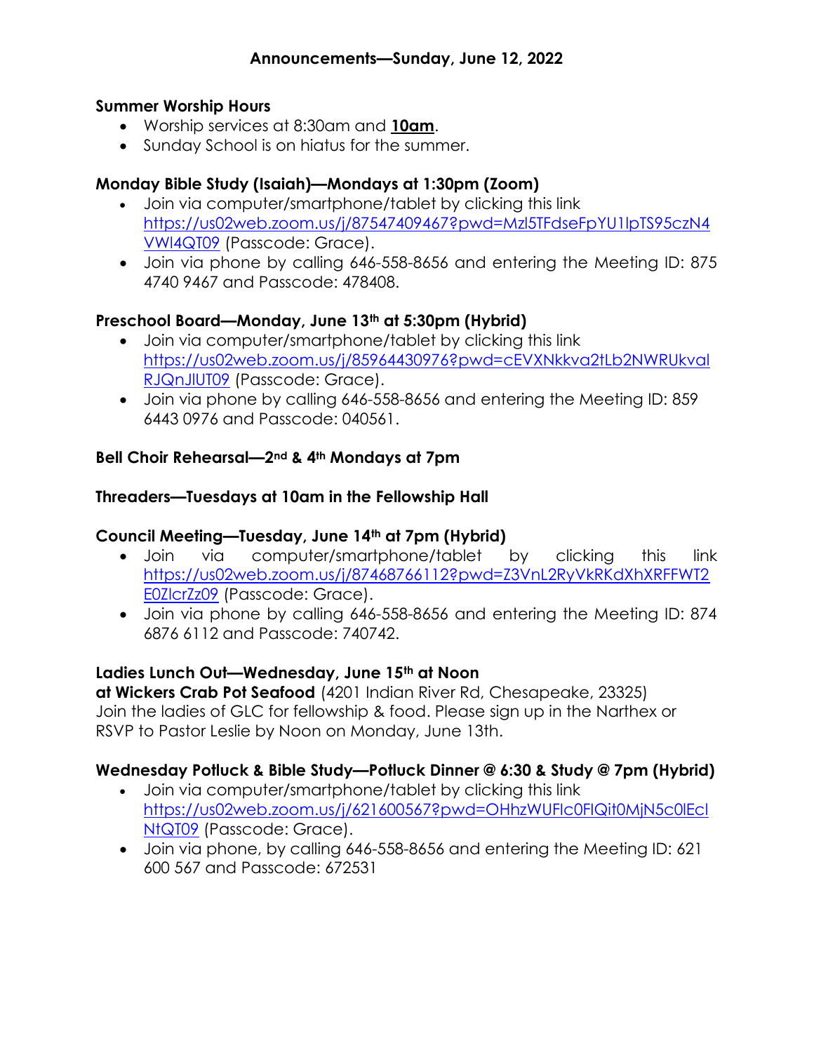# Announcements—Sunday, June 12, 2022

### Summer Worship Hours

- Worship services at 8:30am and **10am**.
- Sunday School is on hiatus for the summer.

### Monday Bible Study (Isaiah)—Mondays at 1:30pm (Zoom)

- Join via computer/smartphone/tablet by clicking this link https://us02web.zoom.us/j/87547409467?pwd=Mzl5TFdseFpYU1lpTS95czN4VWI4QT09 (Passcode: Grace).
- Join via phone by calling 646-558-8656 and entering the Meeting ID: 875 4740 9467 and Passcode: 478408.

### Preschool Board—Monday, June 13th at 5:30pm (Hybrid)

- Join via computer/smartphone/tablet by clicking this link https://us02web.zoom.us/j/85964430976?pwd=cEVXNkkva2tLb2NWRUkvaIRJQnJlUT09 (Passcode: Grace).
- Join via phone by calling 646-558-8656 and entering the Meeting ID: 859 6443 0976 and Passcode: 040561.

### Bell Choir Rehearsal—2nd & 4th Mondays at 7pm

### Threaders—Tuesdays at 10am in the Fellowship Hall

### Council Meeting—Tuesday, June 14th at 7pm (Hybrid)

- Join via computer/smartphone/tablet by clicking this link https://us02web.zoom.us/j/87468766112?pwd=Z3VnL2RyVkRKdXhXRFFWT2E0ZlcrZz09 (Passcode: Grace).
- Join via phone by calling 646-558-8656 and entering the Meeting ID: 874 6876 6112 and Passcode: 740742.

### Ladies Lunch Out—Wednesday, June 15th at Noon

**at Wickers Crab Pot Seafood** (4201 Indian River Rd, Chesapeake, 23325) Join the ladies of GLC for fellowship & food. Please sign up in the Narthex or RSVP to Pastor Leslie by Noon on Monday, June 13th.

### Wednesday Potluck & Bible Study—Potluck Dinner @ 6:30 & Study @ 7pm (Hybrid)

- Join via computer/smartphone/tablet by clicking this link https://us02web.zoom.us/j/621600567?pwd=OHhzWUFlc0FIQit0MjN5c0lEclNtQT09 (Passcode: Grace).
- Join via phone, by calling 646-558-8656 and entering the Meeting ID: 621 600 567 and Passcode: 672531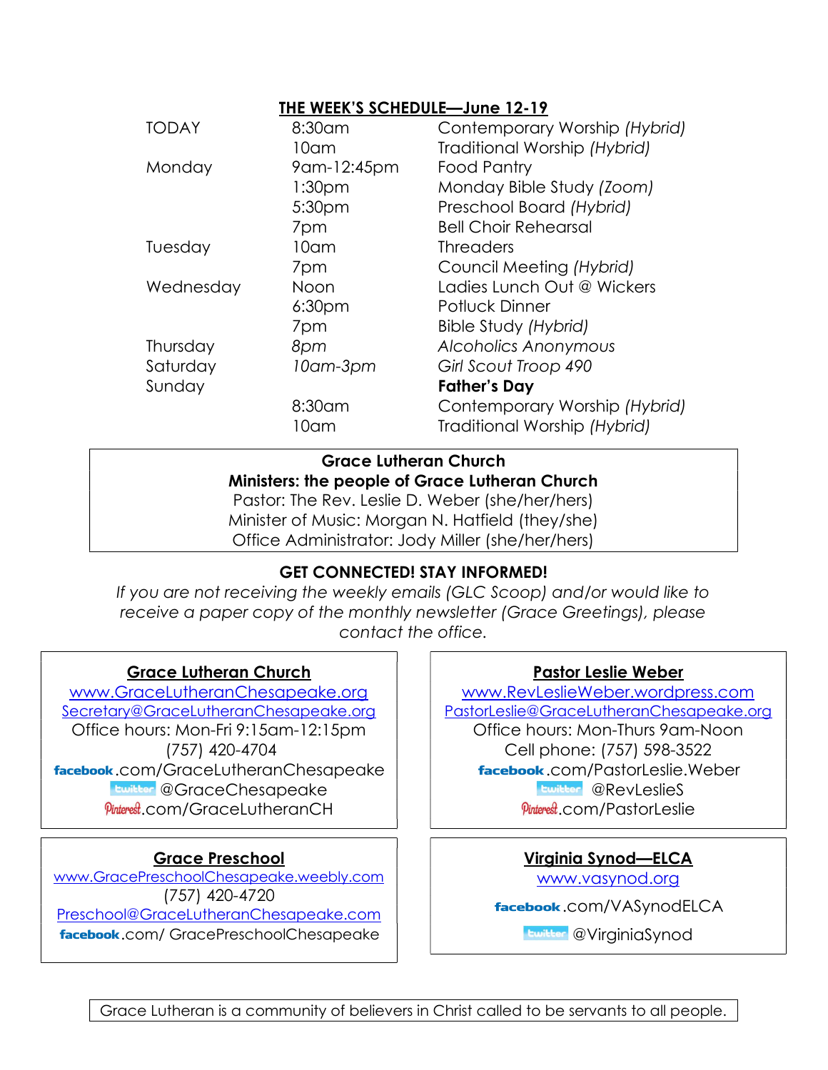## THE WEEK'S SCHEDULE—June 12-19

| | | |
|---|---|---|
| TODAY | 8:30am | Contemporary Worship *(Hybrid)* |
| | 10am | Traditional Worship *(Hybrid)* |
| Monday | 9am-12:45pm | Food Pantry |
| | 1:30pm | Monday Bible Study *(Zoom)* |
| | 5:30pm | Preschool Board *(Hybrid)* |
| | 7pm | Bell Choir Rehearsal |
| Tuesday | 10am | Threaders |
| | 7pm | Council Meeting *(Hybrid)* |
| Wednesday | Noon | Ladies Lunch Out @ Wickers |
| | 6:30pm | Potluck Dinner |
| | 7pm | Bible Study *(Hybrid)* |
| Thursday | *8pm* | *Alcoholics Anonymous* |
| Saturday | *10am-3pm* | *Girl Scout Troop 490* |
| Sunday | | **Father's Day** |
| | 8:30am | Contemporary Worship *(Hybrid)* |
| | 10am | Traditional Worship *(Hybrid)* |

**Grace Lutheran Church**
**Ministers: the people of Grace Lutheran Church**
Pastor: The Rev. Leslie D. Weber (she/her/hers)
Minister of Music: Morgan N. Hatfield (they/she)
Office Administrator: Jody Miller (she/her/hers)

**GET CONNECTED! STAY INFORMED!**

*If you are not receiving the weekly emails (GLC Scoop) and/or would like to receive a paper copy of the monthly newsletter (Grace Greetings), please contact the office.*

**Grace Lutheran Church**
www.GraceLutheranChesapeake.org
Secretary@GraceLutheranChesapeake.org
Office hours: Mon-Fri 9:15am-12:15pm
(757) 420-4704
facebook.com/GraceLutheranChesapeake
twitter @GraceChesapeake
Pinterest.com/GraceLutheranCH

**Pastor Leslie Weber**
www.RevLeslieWeber.wordpress.com
PastorLeslie@GraceLutheranChesapeake.org
Office hours: Mon-Thurs 9am-Noon
Cell phone: (757) 598-3522
facebook.com/PastorLeslie.Weber
twitter @RevLeslieS
Pinterest.com/PastorLeslie

**Grace Preschool**
www.GracePreschoolChesapeake.weebly.com
(757) 420-4720
Preschool@GraceLutheranChesapeake.com
facebook.com/ GracePreschoolChesapeake

**Virginia Synod—ELCA**
www.vasynod.org
facebook.com/VASynodELCA
twitter @VirginiaSynod

Grace Lutheran is a community of believers in Christ called to be servants to all people.